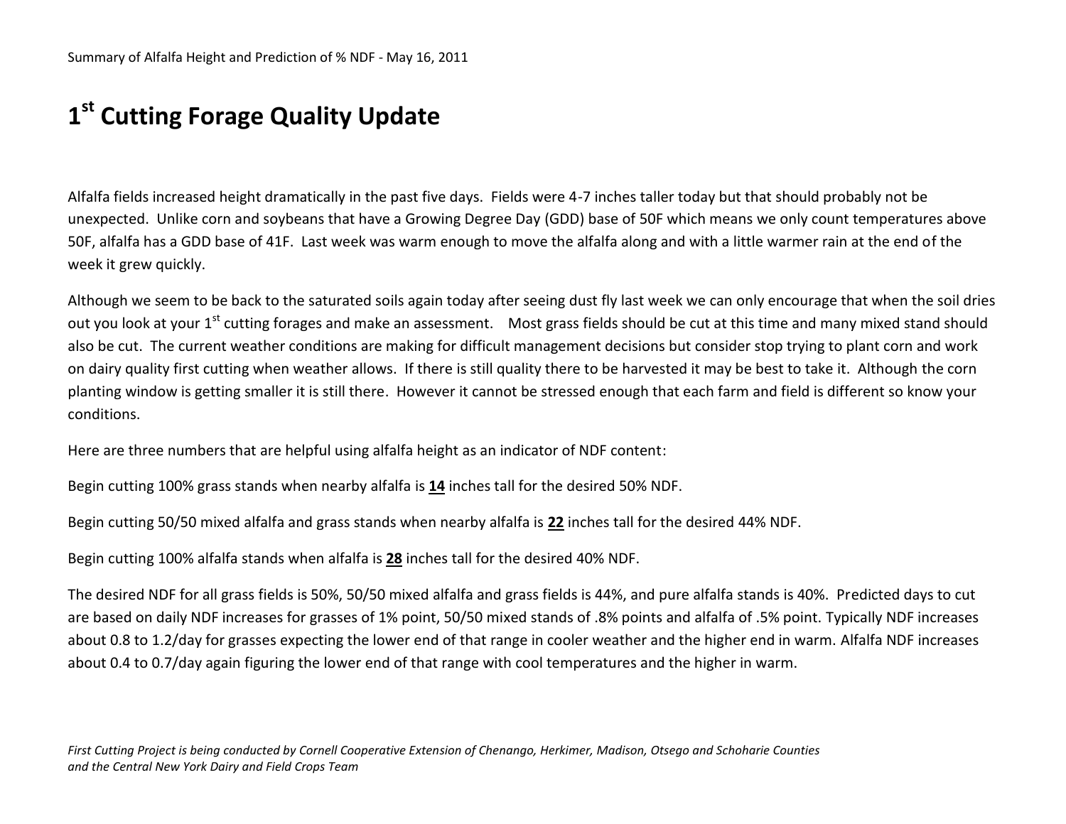Summary of Alfalfa Height and Prediction of % NDF - May 16, 2011

# 1st Cutting Forage Quality Update

Alfalfa fields increased height dramatically in the past five days. Fields were 4-7 inches taller today but that should probably not be unexpected. Unlike corn and soybeans that have a Growing Degree Day (GDD) base of 50F which means we only count temperatures above 50F, alfalfa has a GDD base of 41F. Last week was warm enough to move the alfalfa along and with a little warmer rain at the end of the week it grew quickly.

Although we seem to be back to the saturated soils again today after seeing dust fly last week we can only encourage that when the soil dries out you look at your 1st cutting forages and make an assessment. Most grass fields should be cut at this time and many mixed stand should also be cut. The current weather conditions are making for difficult management decisions but consider stop trying to plant corn and work on dairy quality first cutting when weather allows. If there is still quality there to be harvested it may be best to take it. Although the corn planting window is getting smaller it is still there. However it cannot be stressed enough that each farm and field is different so know your conditions.

Here are three numbers that are helpful using alfalfa height as an indicator of NDF content:

Begin cutting 100% grass stands when nearby alfalfa is **14** inches tall for the desired 50% NDF.

Begin cutting 50/50 mixed alfalfa and grass stands when nearby alfalfa is **22** inches tall for the desired 44% NDF.

Begin cutting 100% alfalfa stands when alfalfa is **28** inches tall for the desired 40% NDF.

The desired NDF for all grass fields is 50%, 50/50 mixed alfalfa and grass fields is 44%, and pure alfalfa stands is 40%. Predicted days to cut are based on daily NDF increases for grasses of 1% point, 50/50 mixed stands of .8% points and alfalfa of .5% point. Typically NDF increases about 0.8 to 1.2/day for grasses expecting the lower end of that range in cooler weather and the higher end in warm. Alfalfa NDF increases about 0.4 to 0.7/day again figuring the lower end of that range with cool temperatures and the higher in warm.

*First Cutting Project is being conducted by Cornell Cooperative Extension of Chenango, Herkimer, Madison, Otsego and Schoharie Counties and the Central New York Dairy and Field Crops Team*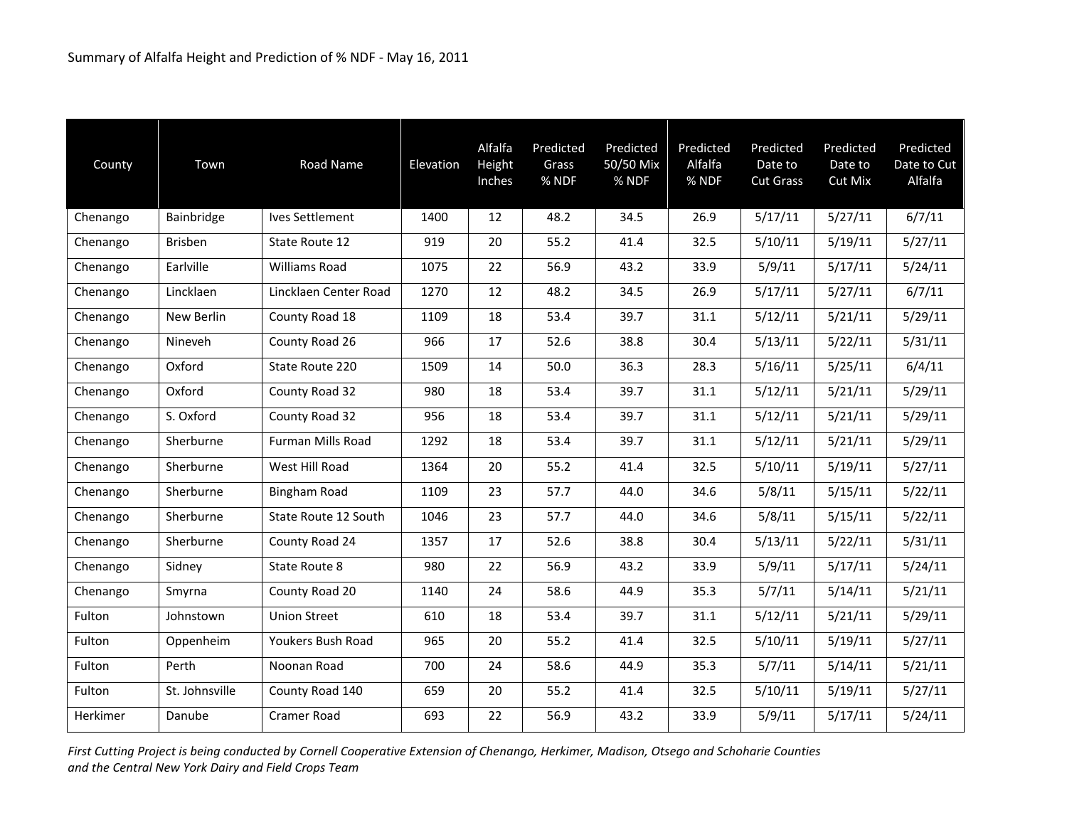Summary of Alfalfa Height and Prediction of % NDF - May 16, 2011

| County | Town | Road Name | Elevation | Alfalfa Height Inches | Predicted Grass % NDF | Predicted 50/50 Mix % NDF | Predicted Alfalfa % NDF | Predicted Date to Cut Grass | Predicted Date to Cut Mix | Predicted Date to Cut Alfalfa |
|---|---|---|---|---|---|---|---|---|---|---|
| Chenango | Bainbridge | Ives Settlement | 1400 | 12 | 48.2 | 34.5 | 26.9 | 5/17/11 | 5/27/11 | 6/7/11 |
| Chenango | Brisben | State Route 12 | 919 | 20 | 55.2 | 41.4 | 32.5 | 5/10/11 | 5/19/11 | 5/27/11 |
| Chenango | Earlville | Williams Road | 1075 | 22 | 56.9 | 43.2 | 33.9 | 5/9/11 | 5/17/11 | 5/24/11 |
| Chenango | Lincklaen | Lincklaen Center Road | 1270 | 12 | 48.2 | 34.5 | 26.9 | 5/17/11 | 5/27/11 | 6/7/11 |
| Chenango | New Berlin | County Road 18 | 1109 | 18 | 53.4 | 39.7 | 31.1 | 5/12/11 | 5/21/11 | 5/29/11 |
| Chenango | Nineveh | County Road 26 | 966 | 17 | 52.6 | 38.8 | 30.4 | 5/13/11 | 5/22/11 | 5/31/11 |
| Chenango | Oxford | State Route 220 | 1509 | 14 | 50.0 | 36.3 | 28.3 | 5/16/11 | 5/25/11 | 6/4/11 |
| Chenango | Oxford | County Road 32 | 980 | 18 | 53.4 | 39.7 | 31.1 | 5/12/11 | 5/21/11 | 5/29/11 |
| Chenango | S. Oxford | County Road 32 | 956 | 18 | 53.4 | 39.7 | 31.1 | 5/12/11 | 5/21/11 | 5/29/11 |
| Chenango | Sherburne | Furman Mills Road | 1292 | 18 | 53.4 | 39.7 | 31.1 | 5/12/11 | 5/21/11 | 5/29/11 |
| Chenango | Sherburne | West Hill Road | 1364 | 20 | 55.2 | 41.4 | 32.5 | 5/10/11 | 5/19/11 | 5/27/11 |
| Chenango | Sherburne | Bingham Road | 1109 | 23 | 57.7 | 44.0 | 34.6 | 5/8/11 | 5/15/11 | 5/22/11 |
| Chenango | Sherburne | State Route 12 South | 1046 | 23 | 57.7 | 44.0 | 34.6 | 5/8/11 | 5/15/11 | 5/22/11 |
| Chenango | Sherburne | County Road 24 | 1357 | 17 | 52.6 | 38.8 | 30.4 | 5/13/11 | 5/22/11 | 5/31/11 |
| Chenango | Sidney | State Route 8 | 980 | 22 | 56.9 | 43.2 | 33.9 | 5/9/11 | 5/17/11 | 5/24/11 |
| Chenango | Smyrna | County Road 20 | 1140 | 24 | 58.6 | 44.9 | 35.3 | 5/7/11 | 5/14/11 | 5/21/11 |
| Fulton | Johnstown | Union Street | 610 | 18 | 53.4 | 39.7 | 31.1 | 5/12/11 | 5/21/11 | 5/29/11 |
| Fulton | Oppenheim | Youkers Bush Road | 965 | 20 | 55.2 | 41.4 | 32.5 | 5/10/11 | 5/19/11 | 5/27/11 |
| Fulton | Perth | Noonan Road | 700 | 24 | 58.6 | 44.9 | 35.3 | 5/7/11 | 5/14/11 | 5/21/11 |
| Fulton | St. Johnsville | County Road 140 | 659 | 20 | 55.2 | 41.4 | 32.5 | 5/10/11 | 5/19/11 | 5/27/11 |
| Herkimer | Danube | Cramer Road | 693 | 22 | 56.9 | 43.2 | 33.9 | 5/9/11 | 5/17/11 | 5/24/11 |

*First Cutting Project is being conducted by Cornell Cooperative Extension of Chenango, Herkimer, Madison, Otsego and Schoharie Counties and the Central New York Dairy and Field Crops Team*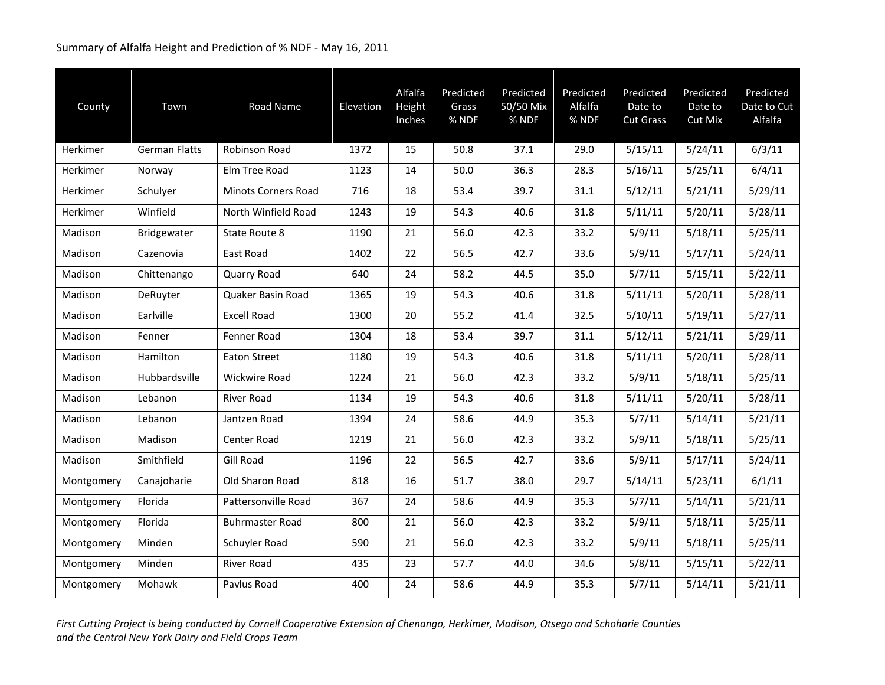Summary of Alfalfa Height and Prediction of % NDF - May 16, 2011

| County | Town | Road Name | Elevation | Alfalfa Height Inches | Predicted Grass % NDF | Predicted 50/50 Mix % NDF | Predicted Alfalfa % NDF | Predicted Date to Cut Grass | Predicted Date to Cut Mix | Predicted Date to Cut Alfalfa |
|---|---|---|---|---|---|---|---|---|---|---|
| Herkimer | German Flatts | Robinson Road | 1372 | 15 | 50.8 | 37.1 | 29.0 | 5/15/11 | 5/24/11 | 6/3/11 |
| Herkimer | Norway | Elm Tree Road | 1123 | 14 | 50.0 | 36.3 | 28.3 | 5/16/11 | 5/25/11 | 6/4/11 |
| Herkimer | Schulyer | Minots Corners Road | 716 | 18 | 53.4 | 39.7 | 31.1 | 5/12/11 | 5/21/11 | 5/29/11 |
| Herkimer | Winfield | North Winfield Road | 1243 | 19 | 54.3 | 40.6 | 31.8 | 5/11/11 | 5/20/11 | 5/28/11 |
| Madison | Bridgewater | State Route 8 | 1190 | 21 | 56.0 | 42.3 | 33.2 | 5/9/11 | 5/18/11 | 5/25/11 |
| Madison | Cazenovia | East Road | 1402 | 22 | 56.5 | 42.7 | 33.6 | 5/9/11 | 5/17/11 | 5/24/11 |
| Madison | Chittenango | Quarry Road | 640 | 24 | 58.2 | 44.5 | 35.0 | 5/7/11 | 5/15/11 | 5/22/11 |
| Madison | DeRuyter | Quaker Basin Road | 1365 | 19 | 54.3 | 40.6 | 31.8 | 5/11/11 | 5/20/11 | 5/28/11 |
| Madison | Earlville | Excell Road | 1300 | 20 | 55.2 | 41.4 | 32.5 | 5/10/11 | 5/19/11 | 5/27/11 |
| Madison | Fenner | Fenner Road | 1304 | 18 | 53.4 | 39.7 | 31.1 | 5/12/11 | 5/21/11 | 5/29/11 |
| Madison | Hamilton | Eaton Street | 1180 | 19 | 54.3 | 40.6 | 31.8 | 5/11/11 | 5/20/11 | 5/28/11 |
| Madison | Hubbardsville | Wickwire Road | 1224 | 21 | 56.0 | 42.3 | 33.2 | 5/9/11 | 5/18/11 | 5/25/11 |
| Madison | Lebanon | River Road | 1134 | 19 | 54.3 | 40.6 | 31.8 | 5/11/11 | 5/20/11 | 5/28/11 |
| Madison | Lebanon | Jantzen Road | 1394 | 24 | 58.6 | 44.9 | 35.3 | 5/7/11 | 5/14/11 | 5/21/11 |
| Madison | Madison | Center Road | 1219 | 21 | 56.0 | 42.3 | 33.2 | 5/9/11 | 5/18/11 | 5/25/11 |
| Madison | Smithfield | Gill Road | 1196 | 22 | 56.5 | 42.7 | 33.6 | 5/9/11 | 5/17/11 | 5/24/11 |
| Montgomery | Canajoharie | Old Sharon Road | 818 | 16 | 51.7 | 38.0 | 29.7 | 5/14/11 | 5/23/11 | 6/1/11 |
| Montgomery | Florida | Pattersonville Road | 367 | 24 | 58.6 | 44.9 | 35.3 | 5/7/11 | 5/14/11 | 5/21/11 |
| Montgomery | Florida | Buhrmaster Road | 800 | 21 | 56.0 | 42.3 | 33.2 | 5/9/11 | 5/18/11 | 5/25/11 |
| Montgomery | Minden | Schuyler Road | 590 | 21 | 56.0 | 42.3 | 33.2 | 5/9/11 | 5/18/11 | 5/25/11 |
| Montgomery | Minden | River Road | 435 | 23 | 57.7 | 44.0 | 34.6 | 5/8/11 | 5/15/11 | 5/22/11 |
| Montgomery | Mohawk | Pavlus Road | 400 | 24 | 58.6 | 44.9 | 35.3 | 5/7/11 | 5/14/11 | 5/21/11 |

*First Cutting Project is being conducted by Cornell Cooperative Extension of Chenango, Herkimer, Madison, Otsego and Schoharie Counties and the Central New York Dairy and Field Crops Team*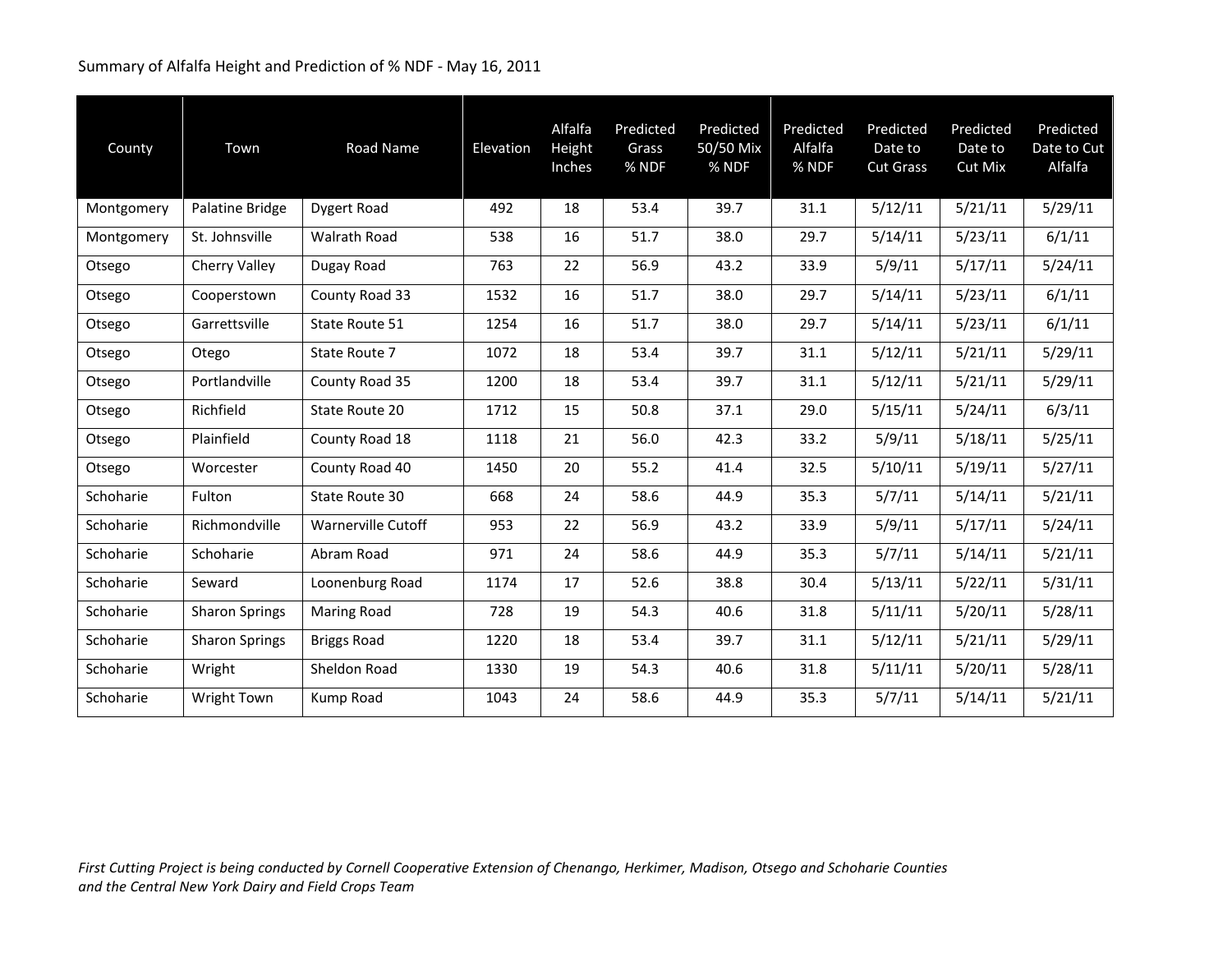Summary of Alfalfa Height and Prediction of % NDF - May 16, 2011

| County | Town | Road Name | Elevation | Alfalfa Height Inches | Predicted Grass % NDF | Predicted 50/50 Mix % NDF | Predicted Alfalfa % NDF | Predicted Date to Cut Grass | Predicted Date to Cut Mix | Predicted Date to Cut Alfalfa |
|---|---|---|---|---|---|---|---|---|---|---|
| Montgomery | Palatine Bridge | Dygert Road | 492 | 18 | 53.4 | 39.7 | 31.1 | 5/12/11 | 5/21/11 | 5/29/11 |
| Montgomery | St. Johnsville | Walrath Road | 538 | 16 | 51.7 | 38.0 | 29.7 | 5/14/11 | 5/23/11 | 6/1/11 |
| Otsego | Cherry Valley | Dugay Road | 763 | 22 | 56.9 | 43.2 | 33.9 | 5/9/11 | 5/17/11 | 5/24/11 |
| Otsego | Cooperstown | County Road 33 | 1532 | 16 | 51.7 | 38.0 | 29.7 | 5/14/11 | 5/23/11 | 6/1/11 |
| Otsego | Garrettsville | State Route 51 | 1254 | 16 | 51.7 | 38.0 | 29.7 | 5/14/11 | 5/23/11 | 6/1/11 |
| Otsego | Otego | State Route 7 | 1072 | 18 | 53.4 | 39.7 | 31.1 | 5/12/11 | 5/21/11 | 5/29/11 |
| Otsego | Portlandville | County Road 35 | 1200 | 18 | 53.4 | 39.7 | 31.1 | 5/12/11 | 5/21/11 | 5/29/11 |
| Otsego | Richfield | State Route 20 | 1712 | 15 | 50.8 | 37.1 | 29.0 | 5/15/11 | 5/24/11 | 6/3/11 |
| Otsego | Plainfield | County Road 18 | 1118 | 21 | 56.0 | 42.3 | 33.2 | 5/9/11 | 5/18/11 | 5/25/11 |
| Otsego | Worcester | County Road 40 | 1450 | 20 | 55.2 | 41.4 | 32.5 | 5/10/11 | 5/19/11 | 5/27/11 |
| Schoharie | Fulton | State Route 30 | 668 | 24 | 58.6 | 44.9 | 35.3 | 5/7/11 | 5/14/11 | 5/21/11 |
| Schoharie | Richmondville | Warnerville Cutoff | 953 | 22 | 56.9 | 43.2 | 33.9 | 5/9/11 | 5/17/11 | 5/24/11 |
| Schoharie | Schoharie | Abram Road | 971 | 24 | 58.6 | 44.9 | 35.3 | 5/7/11 | 5/14/11 | 5/21/11 |
| Schoharie | Seward | Loonenburg Road | 1174 | 17 | 52.6 | 38.8 | 30.4 | 5/13/11 | 5/22/11 | 5/31/11 |
| Schoharie | Sharon Springs | Maring Road | 728 | 19 | 54.3 | 40.6 | 31.8 | 5/11/11 | 5/20/11 | 5/28/11 |
| Schoharie | Sharon Springs | Briggs Road | 1220 | 18 | 53.4 | 39.7 | 31.1 | 5/12/11 | 5/21/11 | 5/29/11 |
| Schoharie | Wright | Sheldon Road | 1330 | 19 | 54.3 | 40.6 | 31.8 | 5/11/11 | 5/20/11 | 5/28/11 |
| Schoharie | Wright Town | Kump Road | 1043 | 24 | 58.6 | 44.9 | 35.3 | 5/7/11 | 5/14/11 | 5/21/11 |

*First Cutting Project is being conducted by Cornell Cooperative Extension of Chenango, Herkimer, Madison, Otsego and Schoharie Counties and the Central New York Dairy and Field Crops Team*